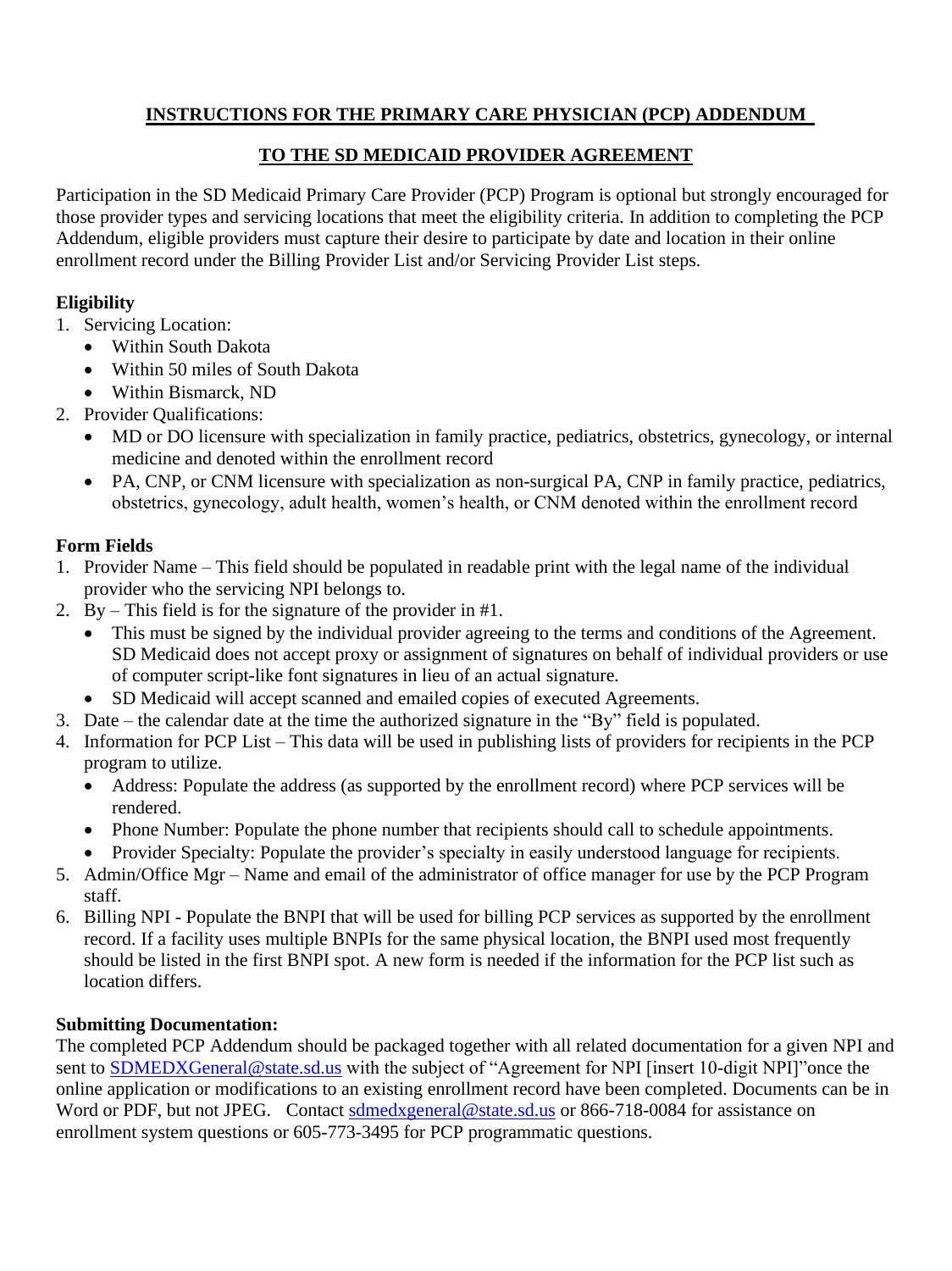# INSTRUCTIONS FOR THE PRIMARY CARE PHYSICIAN (PCP) ADDENDUM

# TO THE SD MEDICAID PROVIDER AGREEMENT

Participation in the SD Medicaid Primary Care Provider (PCP) Program is optional but strongly encouraged for those provider types and servicing locations that meet the eligibility criteria. In addition to completing the PCP Addendum, eligible providers must capture their desire to participate by date and location in their online enrollment record under the Billing Provider List and/or Servicing Provider List steps.

**Eligibility**

1. Servicing Location:
   - Within South Dakota
   - Within 50 miles of South Dakota
   - Within Bismarck, ND
2. Provider Qualifications:
   - MD or DO licensure with specialization in family practice, pediatrics, obstetrics, gynecology, or internal medicine and denoted within the enrollment record
   - PA, CNP, or CNM licensure with specialization as non-surgical PA, CNP in family practice, pediatrics, obstetrics, gynecology, adult health, women's health, or CNM denoted within the enrollment record

**Form Fields**

1. Provider Name – This field should be populated in readable print with the legal name of the individual provider who the servicing NPI belongs to.
2. By – This field is for the signature of the provider in #1.
   - This must be signed by the individual provider agreeing to the terms and conditions of the Agreement. SD Medicaid does not accept proxy or assignment of signatures on behalf of individual providers or use of computer script-like font signatures in lieu of an actual signature.
   - SD Medicaid will accept scanned and emailed copies of executed Agreements.
3. Date – the calendar date at the time the authorized signature in the "By" field is populated.
4. Information for PCP List – This data will be used in publishing lists of providers for recipients in the PCP program to utilize.
   - Address: Populate the address (as supported by the enrollment record) where PCP services will be rendered.
   - Phone Number: Populate the phone number that recipients should call to schedule appointments.
   - Provider Specialty: Populate the provider's specialty in easily understood language for recipients.
5. Admin/Office Mgr – Name and email of the administrator of office manager for use by the PCP Program staff.
6. Billing NPI - Populate the BNPI that will be used for billing PCP services as supported by the enrollment record. If a facility uses multiple BNPIs for the same physical location, the BNPI used most frequently should be listed in the first BNPI spot. A new form is needed if the information for the PCP list such as location differs.

**Submitting Documentation:**

The completed PCP Addendum should be packaged together with all related documentation for a given NPI and sent to SDMEDXGeneral@state.sd.us with the subject of "Agreement for NPI [insert 10-digit NPI]"once the online application or modifications to an existing enrollment record have been completed. Documents can be in Word or PDF, but not JPEG. Contact sdmedxgeneral@state.sd.us or 866-718-0084 for assistance on enrollment system questions or 605-773-3495 for PCP programmatic questions.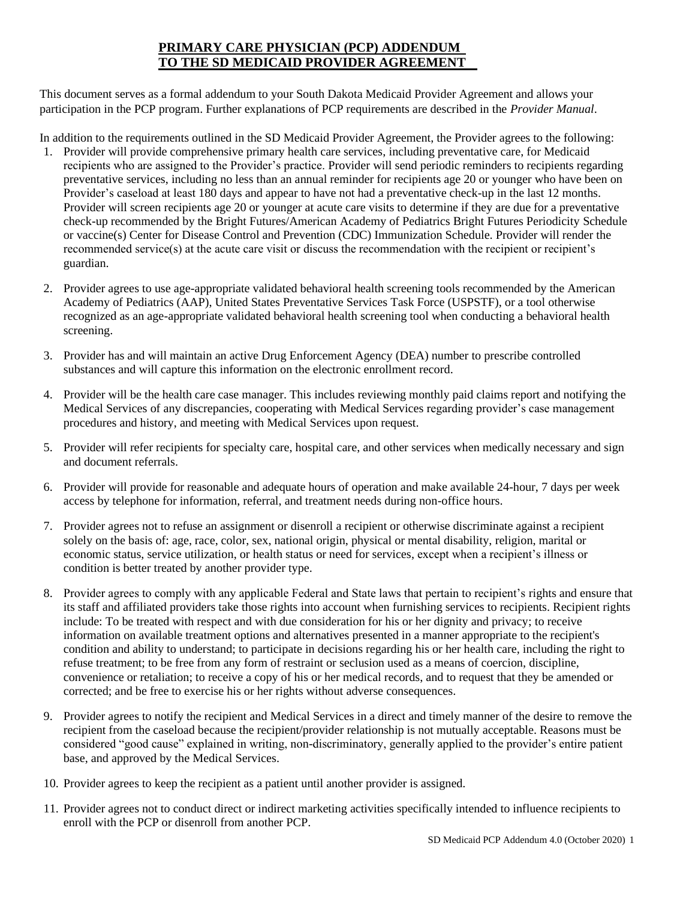# PRIMARY CARE PHYSICIAN (PCP) ADDENDUM TO THE SD MEDICAID PROVIDER AGREEMENT

This document serves as a formal addendum to your South Dakota Medicaid Provider Agreement and allows your participation in the PCP program. Further explanations of PCP requirements are described in the *Provider Manual*.

In addition to the requirements outlined in the SD Medicaid Provider Agreement, the Provider agrees to the following:

1. Provider will provide comprehensive primary health care services, including preventative care, for Medicaid recipients who are assigned to the Provider's practice. Provider will send periodic reminders to recipients regarding preventative services, including no less than an annual reminder for recipients age 20 or younger who have been on Provider's caseload at least 180 days and appear to have not had a preventative check-up in the last 12 months. Provider will screen recipients age 20 or younger at acute care visits to determine if they are due for a preventative check-up recommended by the Bright Futures/American Academy of Pediatrics Bright Futures Periodicity Schedule or vaccine(s) Center for Disease Control and Prevention (CDC) Immunization Schedule. Provider will render the recommended service(s) at the acute care visit or discuss the recommendation with the recipient or recipient's guardian.

2. Provider agrees to use age-appropriate validated behavioral health screening tools recommended by the American Academy of Pediatrics (AAP), United States Preventative Services Task Force (USPSTF), or a tool otherwise recognized as an age-appropriate validated behavioral health screening tool when conducting a behavioral health screening.

3. Provider has and will maintain an active Drug Enforcement Agency (DEA) number to prescribe controlled substances and will capture this information on the electronic enrollment record.

4. Provider will be the health care case manager. This includes reviewing monthly paid claims report and notifying the Medical Services of any discrepancies, cooperating with Medical Services regarding provider's case management procedures and history, and meeting with Medical Services upon request.

5. Provider will refer recipients for specialty care, hospital care, and other services when medically necessary and sign and document referrals.

6. Provider will provide for reasonable and adequate hours of operation and make available 24-hour, 7 days per week access by telephone for information, referral, and treatment needs during non-office hours.

7. Provider agrees not to refuse an assignment or disenroll a recipient or otherwise discriminate against a recipient solely on the basis of: age, race, color, sex, national origin, physical or mental disability, religion, marital or economic status, service utilization, or health status or need for services, except when a recipient's illness or condition is better treated by another provider type.

8. Provider agrees to comply with any applicable Federal and State laws that pertain to recipient's rights and ensure that its staff and affiliated providers take those rights into account when furnishing services to recipients. Recipient rights include: To be treated with respect and with due consideration for his or her dignity and privacy; to receive information on available treatment options and alternatives presented in a manner appropriate to the recipient's condition and ability to understand; to participate in decisions regarding his or her health care, including the right to refuse treatment; to be free from any form of restraint or seclusion used as a means of coercion, discipline, convenience or retaliation; to receive a copy of his or her medical records, and to request that they be amended or corrected; and be free to exercise his or her rights without adverse consequences.

9. Provider agrees to notify the recipient and Medical Services in a direct and timely manner of the desire to remove the recipient from the caseload because the recipient/provider relationship is not mutually acceptable. Reasons must be considered "good cause" explained in writing, non-discriminatory, generally applied to the provider's entire patient base, and approved by the Medical Services.

10. Provider agrees to keep the recipient as a patient until another provider is assigned.

11. Provider agrees not to conduct direct or indirect marketing activities specifically intended to influence recipients to enroll with the PCP or disenroll from another PCP.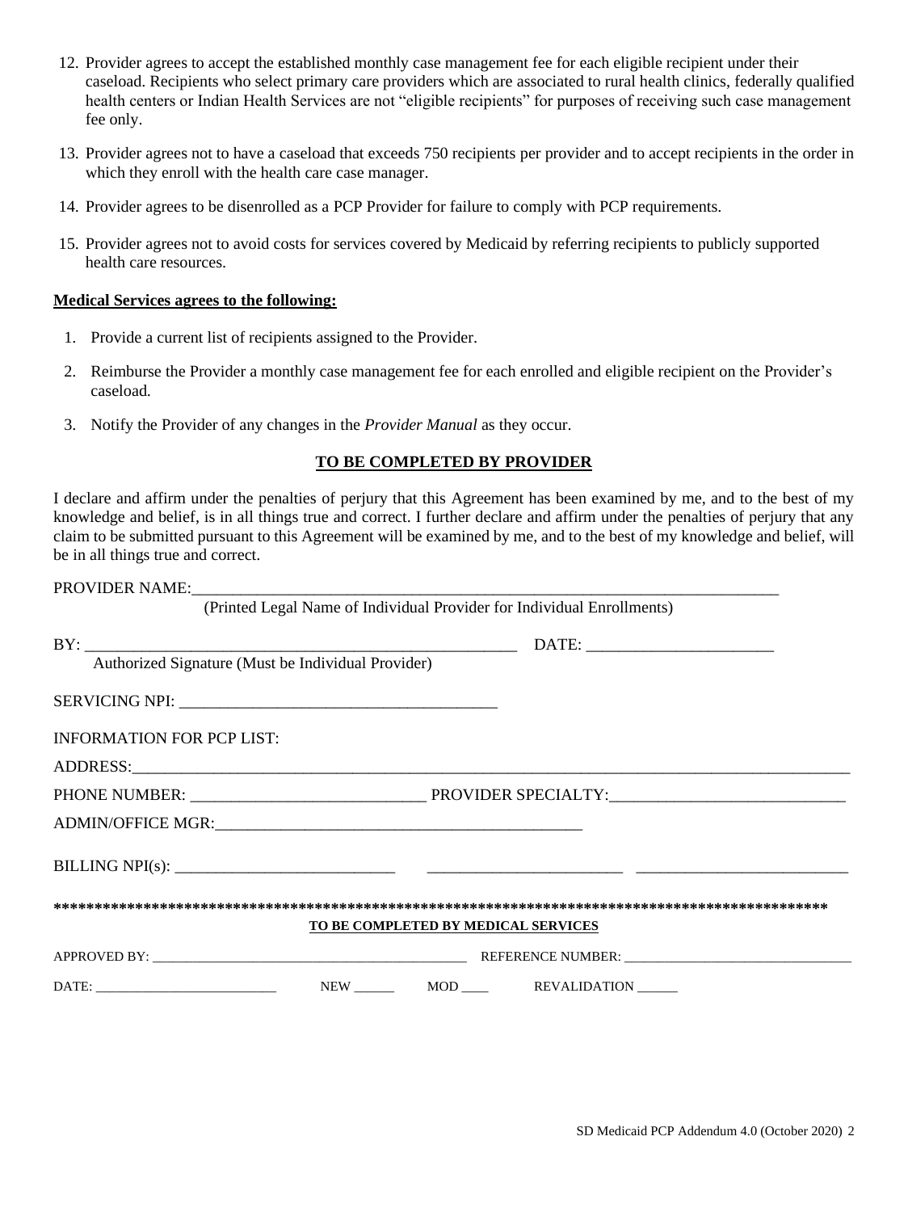12. Provider agrees to accept the established monthly case management fee for each eligible recipient under their caseload. Recipients who select primary care providers which are associated to rural health clinics, federally qualified health centers or Indian Health Services are not "eligible recipients" for purposes of receiving such case management fee only.

13. Provider agrees not to have a caseload that exceeds 750 recipients per provider and to accept recipients in the order in which they enroll with the health care case manager.

14. Provider agrees to be disenrolled as a PCP Provider for failure to comply with PCP requirements.

15. Provider agrees not to avoid costs for services covered by Medicaid by referring recipients to publicly supported health care resources.

**Medical Services agrees to the following:**

1. Provide a current list of recipients assigned to the Provider.

2. Reimburse the Provider a monthly case management fee for each enrolled and eligible recipient on the Provider's caseload.

3. Notify the Provider of any changes in the *Provider Manual* as they occur.

**TO BE COMPLETED BY PROVIDER**

I declare and affirm under the penalties of perjury that this Agreement has been examined by me, and to the best of my knowledge and belief, is in all things true and correct. I further declare and affirm under the penalties of perjury that any claim to be submitted pursuant to this Agreement will be examined by me, and to the best of my knowledge and belief, will be in all things true and correct.

PROVIDER NAME:______________________________________________________________________________
(Printed Legal Name of Individual Provider for Individual Enrollments)

BY: ________________________________________________________ DATE: _______________________
Authorized Signature (Must be Individual Provider)

SERVICING NPI: _______________________________________

INFORMATION FOR PCP LIST:

ADDRESS:____________________________________________________________________________________________

PHONE NUMBER: ____________________________ PROVIDER SPECIALTY:____________________________

ADMIN/OFFICE MGR:______________________________________________

BILLING NPI(s): ___________________________ ________________________ __________________________

**************************************************************************************************

**TO BE COMPLETED BY MEDICAL SERVICES**

APPROVED BY: ______________________________________________ REFERENCE NUMBER: _________________________________

DATE: __________________________ NEW ______ MOD ____ REVALIDATION ______

SD Medicaid PCP Addendum 4.0 (October 2020)